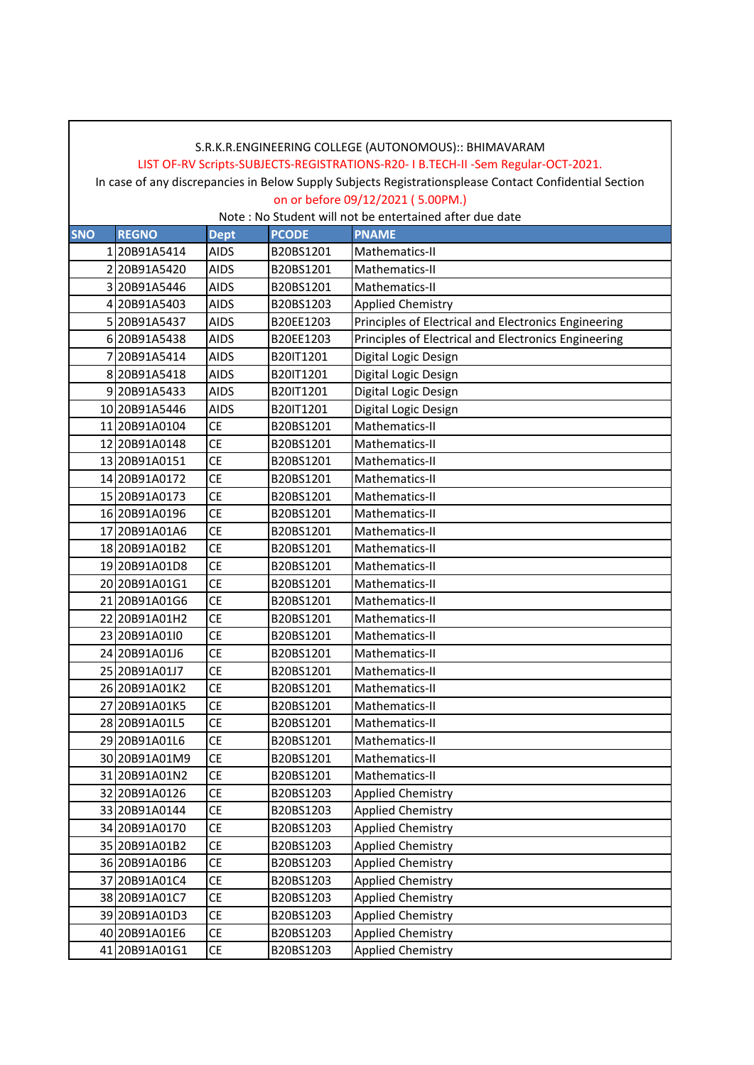S.R.K.R.ENGINEERING COLLEGE (AUTONOMOUS):: BHIMAVARAM

LIST OF-RV Scripts-SUBJECTS-REGISTRATIONS-R20- I B.TECH-II -Sem Regular-OCT-2021.

In case of any discrepancies in Below Supply Subjects Registrationsplease Contact Confidential Section

on or before 09/12/2021 ( 5.00PM.)

Note : No Student will not be entertained after due date

| SNO | REGNO | Dept | PCODE | PNAME |
|---|---|---|---|---|
| 1 | 20B91A5414 | AIDS | B20BS1201 | Mathematics-II |
| 2 | 20B91A5420 | AIDS | B20BS1201 | Mathematics-II |
| 3 | 20B91A5446 | AIDS | B20BS1201 | Mathematics-II |
| 4 | 20B91A5403 | AIDS | B20BS1203 | Applied Chemistry |
| 5 | 20B91A5437 | AIDS | B20EE1203 | Principles of Electrical and Electronics Engineering |
| 6 | 20B91A5438 | AIDS | B20EE1203 | Principles of Electrical and Electronics Engineering |
| 7 | 20B91A5414 | AIDS | B20IT1201 | Digital Logic Design |
| 8 | 20B91A5418 | AIDS | B20IT1201 | Digital Logic Design |
| 9 | 20B91A5433 | AIDS | B20IT1201 | Digital Logic Design |
| 10 | 20B91A5446 | AIDS | B20IT1201 | Digital Logic Design |
| 11 | 20B91A0104 | CE | B20BS1201 | Mathematics-II |
| 12 | 20B91A0148 | CE | B20BS1201 | Mathematics-II |
| 13 | 20B91A0151 | CE | B20BS1201 | Mathematics-II |
| 14 | 20B91A0172 | CE | B20BS1201 | Mathematics-II |
| 15 | 20B91A0173 | CE | B20BS1201 | Mathematics-II |
| 16 | 20B91A0196 | CE | B20BS1201 | Mathematics-II |
| 17 | 20B91A01A6 | CE | B20BS1201 | Mathematics-II |
| 18 | 20B91A01B2 | CE | B20BS1201 | Mathematics-II |
| 19 | 20B91A01D8 | CE | B20BS1201 | Mathematics-II |
| 20 | 20B91A01G1 | CE | B20BS1201 | Mathematics-II |
| 21 | 20B91A01G6 | CE | B20BS1201 | Mathematics-II |
| 22 | 20B91A01H2 | CE | B20BS1201 | Mathematics-II |
| 23 | 20B91A01I0 | CE | B20BS1201 | Mathematics-II |
| 24 | 20B91A01J6 | CE | B20BS1201 | Mathematics-II |
| 25 | 20B91A01J7 | CE | B20BS1201 | Mathematics-II |
| 26 | 20B91A01K2 | CE | B20BS1201 | Mathematics-II |
| 27 | 20B91A01K5 | CE | B20BS1201 | Mathematics-II |
| 28 | 20B91A01L5 | CE | B20BS1201 | Mathematics-II |
| 29 | 20B91A01L6 | CE | B20BS1201 | Mathematics-II |
| 30 | 20B91A01M9 | CE | B20BS1201 | Mathematics-II |
| 31 | 20B91A01N2 | CE | B20BS1201 | Mathematics-II |
| 32 | 20B91A0126 | CE | B20BS1203 | Applied Chemistry |
| 33 | 20B91A0144 | CE | B20BS1203 | Applied Chemistry |
| 34 | 20B91A0170 | CE | B20BS1203 | Applied Chemistry |
| 35 | 20B91A01B2 | CE | B20BS1203 | Applied Chemistry |
| 36 | 20B91A01B6 | CE | B20BS1203 | Applied Chemistry |
| 37 | 20B91A01C4 | CE | B20BS1203 | Applied Chemistry |
| 38 | 20B91A01C7 | CE | B20BS1203 | Applied Chemistry |
| 39 | 20B91A01D3 | CE | B20BS1203 | Applied Chemistry |
| 40 | 20B91A01E6 | CE | B20BS1203 | Applied Chemistry |
| 41 | 20B91A01G1 | CE | B20BS1203 | Applied Chemistry |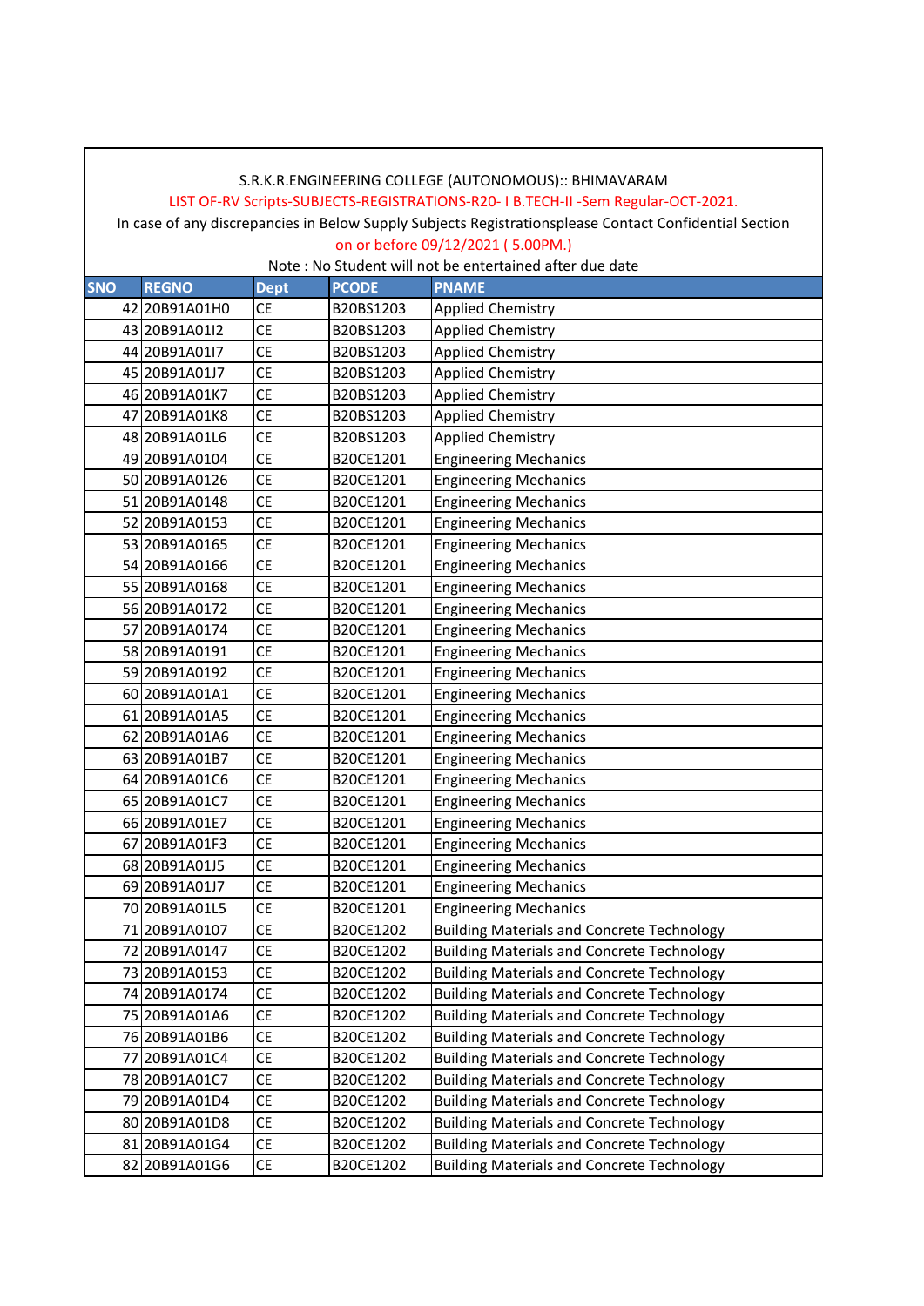S.R.K.R.ENGINEERING COLLEGE (AUTONOMOUS):: BHIMAVARAM

LIST OF-RV Scripts-SUBJECTS-REGISTRATIONS-R20- I B.TECH-II -Sem Regular-OCT-2021.

In case of any discrepancies in Below Supply Subjects Registrationsplease Contact Confidential Section

on or before 09/12/2021 ( 5.00PM.)

Note : No Student will not be entertained after due date

| SNO | REGNO | Dept | PCODE | PNAME |
|---|---|---|---|---|
| 42 | 20B91A01H0 | CE | B20BS1203 | Applied Chemistry |
| 43 | 20B91A01I2 | CE | B20BS1203 | Applied Chemistry |
| 44 | 20B91A01I7 | CE | B20BS1203 | Applied Chemistry |
| 45 | 20B91A01J7 | CE | B20BS1203 | Applied Chemistry |
| 46 | 20B91A01K7 | CE | B20BS1203 | Applied Chemistry |
| 47 | 20B91A01K8 | CE | B20BS1203 | Applied Chemistry |
| 48 | 20B91A01L6 | CE | B20BS1203 | Applied Chemistry |
| 49 | 20B91A0104 | CE | B20CE1201 | Engineering Mechanics |
| 50 | 20B91A0126 | CE | B20CE1201 | Engineering Mechanics |
| 51 | 20B91A0148 | CE | B20CE1201 | Engineering Mechanics |
| 52 | 20B91A0153 | CE | B20CE1201 | Engineering Mechanics |
| 53 | 20B91A0165 | CE | B20CE1201 | Engineering Mechanics |
| 54 | 20B91A0166 | CE | B20CE1201 | Engineering Mechanics |
| 55 | 20B91A0168 | CE | B20CE1201 | Engineering Mechanics |
| 56 | 20B91A0172 | CE | B20CE1201 | Engineering Mechanics |
| 57 | 20B91A0174 | CE | B20CE1201 | Engineering Mechanics |
| 58 | 20B91A0191 | CE | B20CE1201 | Engineering Mechanics |
| 59 | 20B91A0192 | CE | B20CE1201 | Engineering Mechanics |
| 60 | 20B91A01A1 | CE | B20CE1201 | Engineering Mechanics |
| 61 | 20B91A01A5 | CE | B20CE1201 | Engineering Mechanics |
| 62 | 20B91A01A6 | CE | B20CE1201 | Engineering Mechanics |
| 63 | 20B91A01B7 | CE | B20CE1201 | Engineering Mechanics |
| 64 | 20B91A01C6 | CE | B20CE1201 | Engineering Mechanics |
| 65 | 20B91A01C7 | CE | B20CE1201 | Engineering Mechanics |
| 66 | 20B91A01E7 | CE | B20CE1201 | Engineering Mechanics |
| 67 | 20B91A01F3 | CE | B20CE1201 | Engineering Mechanics |
| 68 | 20B91A01J5 | CE | B20CE1201 | Engineering Mechanics |
| 69 | 20B91A01J7 | CE | B20CE1201 | Engineering Mechanics |
| 70 | 20B91A01L5 | CE | B20CE1201 | Engineering Mechanics |
| 71 | 20B91A0107 | CE | B20CE1202 | Building Materials and Concrete Technology |
| 72 | 20B91A0147 | CE | B20CE1202 | Building Materials and Concrete Technology |
| 73 | 20B91A0153 | CE | B20CE1202 | Building Materials and Concrete Technology |
| 74 | 20B91A0174 | CE | B20CE1202 | Building Materials and Concrete Technology |
| 75 | 20B91A01A6 | CE | B20CE1202 | Building Materials and Concrete Technology |
| 76 | 20B91A01B6 | CE | B20CE1202 | Building Materials and Concrete Technology |
| 77 | 20B91A01C4 | CE | B20CE1202 | Building Materials and Concrete Technology |
| 78 | 20B91A01C7 | CE | B20CE1202 | Building Materials and Concrete Technology |
| 79 | 20B91A01D4 | CE | B20CE1202 | Building Materials and Concrete Technology |
| 80 | 20B91A01D8 | CE | B20CE1202 | Building Materials and Concrete Technology |
| 81 | 20B91A01G4 | CE | B20CE1202 | Building Materials and Concrete Technology |
| 82 | 20B91A01G6 | CE | B20CE1202 | Building Materials and Concrete Technology |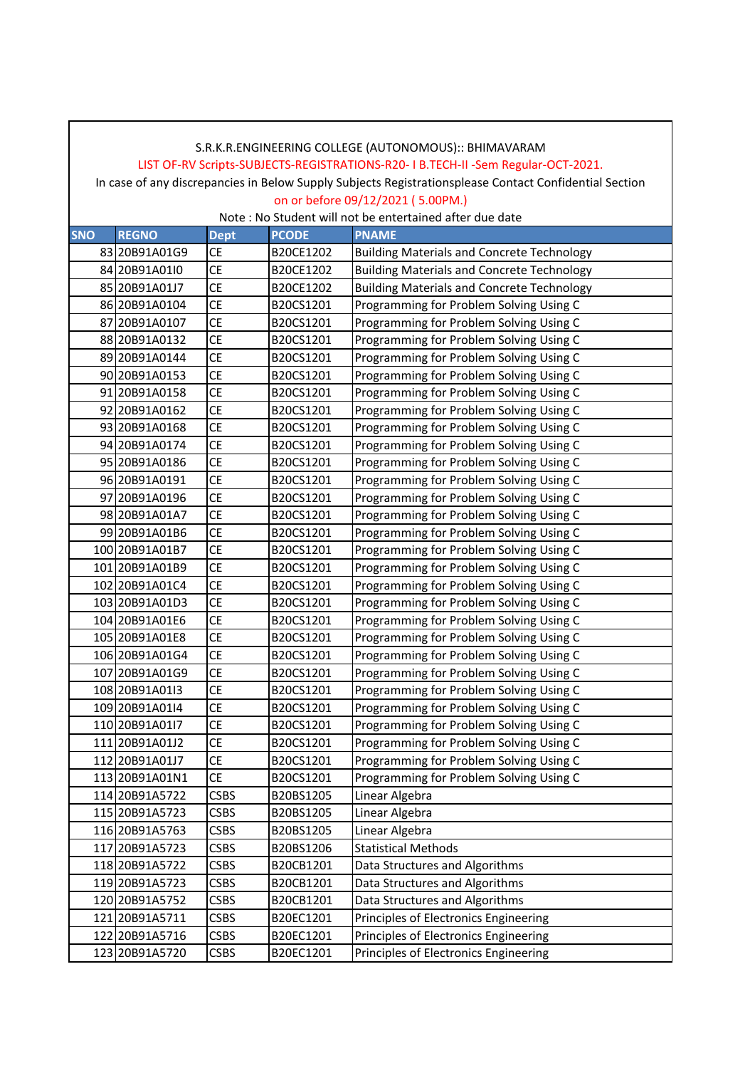S.R.K.R.ENGINEERING COLLEGE (AUTONOMOUS):: BHIMAVARAM

LIST OF-RV Scripts-SUBJECTS-REGISTRATIONS-R20- I B.TECH-II -Sem Regular-OCT-2021.

In case of any discrepancies in Below Supply Subjects Registrationsplease Contact Confidential Section

on or before 09/12/2021 ( 5.00PM.)

Note : No Student will not be entertained after due date

| SNO | REGNO | Dept | PCODE | PNAME |
|---|---|---|---|---|
| 83 | 20B91A01G9 | CE | B20CE1202 | Building Materials and Concrete Technology |
| 84 | 20B91A01I0 | CE | B20CE1202 | Building Materials and Concrete Technology |
| 85 | 20B91A01J7 | CE | B20CE1202 | Building Materials and Concrete Technology |
| 86 | 20B91A0104 | CE | B20CS1201 | Programming for Problem Solving Using C |
| 87 | 20B91A0107 | CE | B20CS1201 | Programming for Problem Solving Using C |
| 88 | 20B91A0132 | CE | B20CS1201 | Programming for Problem Solving Using C |
| 89 | 20B91A0144 | CE | B20CS1201 | Programming for Problem Solving Using C |
| 90 | 20B91A0153 | CE | B20CS1201 | Programming for Problem Solving Using C |
| 91 | 20B91A0158 | CE | B20CS1201 | Programming for Problem Solving Using C |
| 92 | 20B91A0162 | CE | B20CS1201 | Programming for Problem Solving Using C |
| 93 | 20B91A0168 | CE | B20CS1201 | Programming for Problem Solving Using C |
| 94 | 20B91A0174 | CE | B20CS1201 | Programming for Problem Solving Using C |
| 95 | 20B91A0186 | CE | B20CS1201 | Programming for Problem Solving Using C |
| 96 | 20B91A0191 | CE | B20CS1201 | Programming for Problem Solving Using C |
| 97 | 20B91A0196 | CE | B20CS1201 | Programming for Problem Solving Using C |
| 98 | 20B91A01A7 | CE | B20CS1201 | Programming for Problem Solving Using C |
| 99 | 20B91A01B6 | CE | B20CS1201 | Programming for Problem Solving Using C |
| 100 | 20B91A01B7 | CE | B20CS1201 | Programming for Problem Solving Using C |
| 101 | 20B91A01B9 | CE | B20CS1201 | Programming for Problem Solving Using C |
| 102 | 20B91A01C4 | CE | B20CS1201 | Programming for Problem Solving Using C |
| 103 | 20B91A01D3 | CE | B20CS1201 | Programming for Problem Solving Using C |
| 104 | 20B91A01E6 | CE | B20CS1201 | Programming for Problem Solving Using C |
| 105 | 20B91A01E8 | CE | B20CS1201 | Programming for Problem Solving Using C |
| 106 | 20B91A01G4 | CE | B20CS1201 | Programming for Problem Solving Using C |
| 107 | 20B91A01G9 | CE | B20CS1201 | Programming for Problem Solving Using C |
| 108 | 20B91A01I3 | CE | B20CS1201 | Programming for Problem Solving Using C |
| 109 | 20B91A01I4 | CE | B20CS1201 | Programming for Problem Solving Using C |
| 110 | 20B91A01I7 | CE | B20CS1201 | Programming for Problem Solving Using C |
| 111 | 20B91A01J2 | CE | B20CS1201 | Programming for Problem Solving Using C |
| 112 | 20B91A01J7 | CE | B20CS1201 | Programming for Problem Solving Using C |
| 113 | 20B91A01N1 | CE | B20CS1201 | Programming for Problem Solving Using C |
| 114 | 20B91A5722 | CSBS | B20BS1205 | Linear Algebra |
| 115 | 20B91A5723 | CSBS | B20BS1205 | Linear Algebra |
| 116 | 20B91A5763 | CSBS | B20BS1205 | Linear Algebra |
| 117 | 20B91A5723 | CSBS | B20BS1206 | Statistical Methods |
| 118 | 20B91A5722 | CSBS | B20CB1201 | Data Structures and Algorithms |
| 119 | 20B91A5723 | CSBS | B20CB1201 | Data Structures and Algorithms |
| 120 | 20B91A5752 | CSBS | B20CB1201 | Data Structures and Algorithms |
| 121 | 20B91A5711 | CSBS | B20EC1201 | Principles of Electronics Engineering |
| 122 | 20B91A5716 | CSBS | B20EC1201 | Principles of Electronics Engineering |
| 123 | 20B91A5720 | CSBS | B20EC1201 | Principles of Electronics Engineering |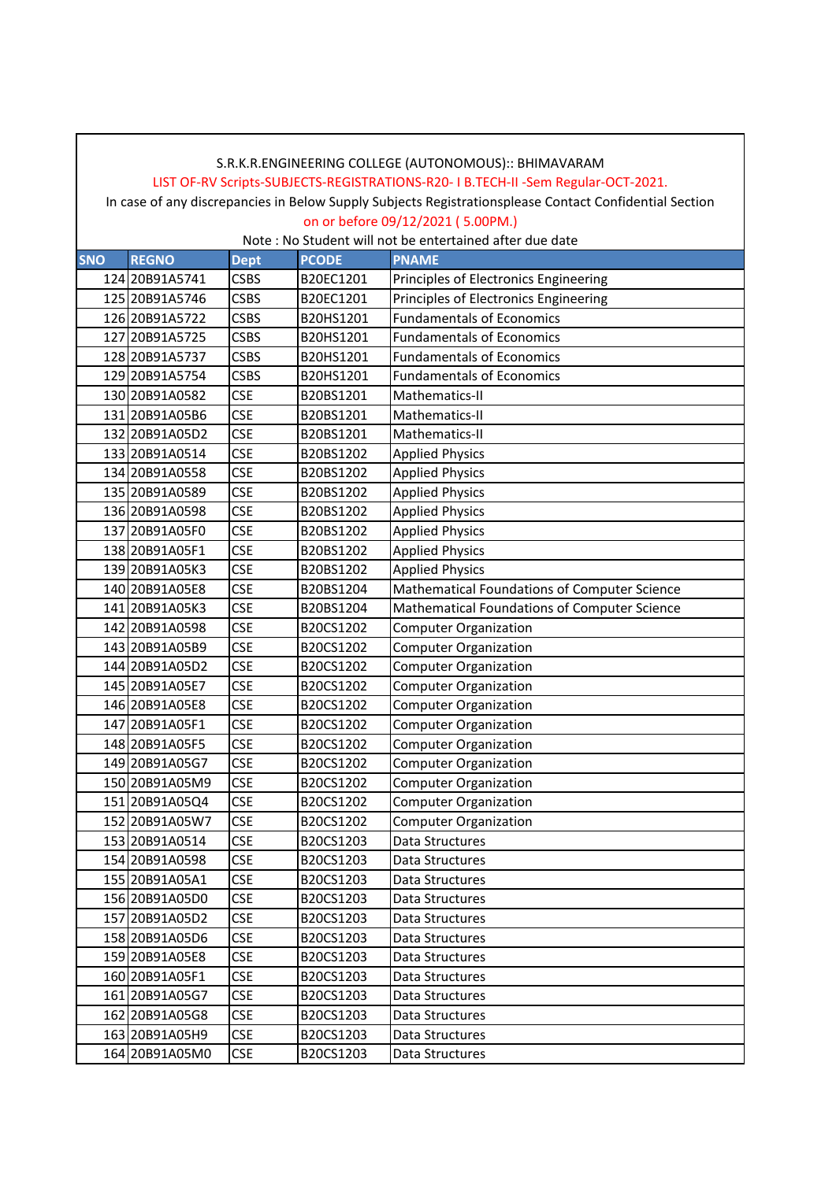S.R.K.R.ENGINEERING COLLEGE (AUTONOMOUS):: BHIMAVARAM

LIST OF-RV Scripts-SUBJECTS-REGISTRATIONS-R20- I B.TECH-II -Sem Regular-OCT-2021.

In case of any discrepancies in Below Supply Subjects Registrationsplease Contact Confidential Section on or before 09/12/2021 ( 5.00PM.)

Note : No Student will not be entertained after due date

| SNO | REGNO | Dept | PCODE | PNAME |
|---|---|---|---|---|
| 124 | 20B91A5741 | CSBS | B20EC1201 | Principles of Electronics Engineering |
| 125 | 20B91A5746 | CSBS | B20EC1201 | Principles of Electronics Engineering |
| 126 | 20B91A5722 | CSBS | B20HS1201 | Fundamentals of Economics |
| 127 | 20B91A5725 | CSBS | B20HS1201 | Fundamentals of Economics |
| 128 | 20B91A5737 | CSBS | B20HS1201 | Fundamentals of Economics |
| 129 | 20B91A5754 | CSBS | B20HS1201 | Fundamentals of Economics |
| 130 | 20B91A0582 | CSE | B20BS1201 | Mathematics-II |
| 131 | 20B91A05B6 | CSE | B20BS1201 | Mathematics-II |
| 132 | 20B91A05D2 | CSE | B20BS1201 | Mathematics-II |
| 133 | 20B91A0514 | CSE | B20BS1202 | Applied Physics |
| 134 | 20B91A0558 | CSE | B20BS1202 | Applied Physics |
| 135 | 20B91A0589 | CSE | B20BS1202 | Applied Physics |
| 136 | 20B91A0598 | CSE | B20BS1202 | Applied Physics |
| 137 | 20B91A05F0 | CSE | B20BS1202 | Applied Physics |
| 138 | 20B91A05F1 | CSE | B20BS1202 | Applied Physics |
| 139 | 20B91A05K3 | CSE | B20BS1202 | Applied Physics |
| 140 | 20B91A05E8 | CSE | B20BS1204 | Mathematical Foundations of Computer Science |
| 141 | 20B91A05K3 | CSE | B20BS1204 | Mathematical Foundations of Computer Science |
| 142 | 20B91A0598 | CSE | B20CS1202 | Computer Organization |
| 143 | 20B91A05B9 | CSE | B20CS1202 | Computer Organization |
| 144 | 20B91A05D2 | CSE | B20CS1202 | Computer Organization |
| 145 | 20B91A05E7 | CSE | B20CS1202 | Computer Organization |
| 146 | 20B91A05E8 | CSE | B20CS1202 | Computer Organization |
| 147 | 20B91A05F1 | CSE | B20CS1202 | Computer Organization |
| 148 | 20B91A05F5 | CSE | B20CS1202 | Computer Organization |
| 149 | 20B91A05G7 | CSE | B20CS1202 | Computer Organization |
| 150 | 20B91A05M9 | CSE | B20CS1202 | Computer Organization |
| 151 | 20B91A05Q4 | CSE | B20CS1202 | Computer Organization |
| 152 | 20B91A05W7 | CSE | B20CS1202 | Computer Organization |
| 153 | 20B91A0514 | CSE | B20CS1203 | Data Structures |
| 154 | 20B91A0598 | CSE | B20CS1203 | Data Structures |
| 155 | 20B91A05A1 | CSE | B20CS1203 | Data Structures |
| 156 | 20B91A05D0 | CSE | B20CS1203 | Data Structures |
| 157 | 20B91A05D2 | CSE | B20CS1203 | Data Structures |
| 158 | 20B91A05D6 | CSE | B20CS1203 | Data Structures |
| 159 | 20B91A05E8 | CSE | B20CS1203 | Data Structures |
| 160 | 20B91A05F1 | CSE | B20CS1203 | Data Structures |
| 161 | 20B91A05G7 | CSE | B20CS1203 | Data Structures |
| 162 | 20B91A05G8 | CSE | B20CS1203 | Data Structures |
| 163 | 20B91A05H9 | CSE | B20CS1203 | Data Structures |
| 164 | 20B91A05M0 | CSE | B20CS1203 | Data Structures |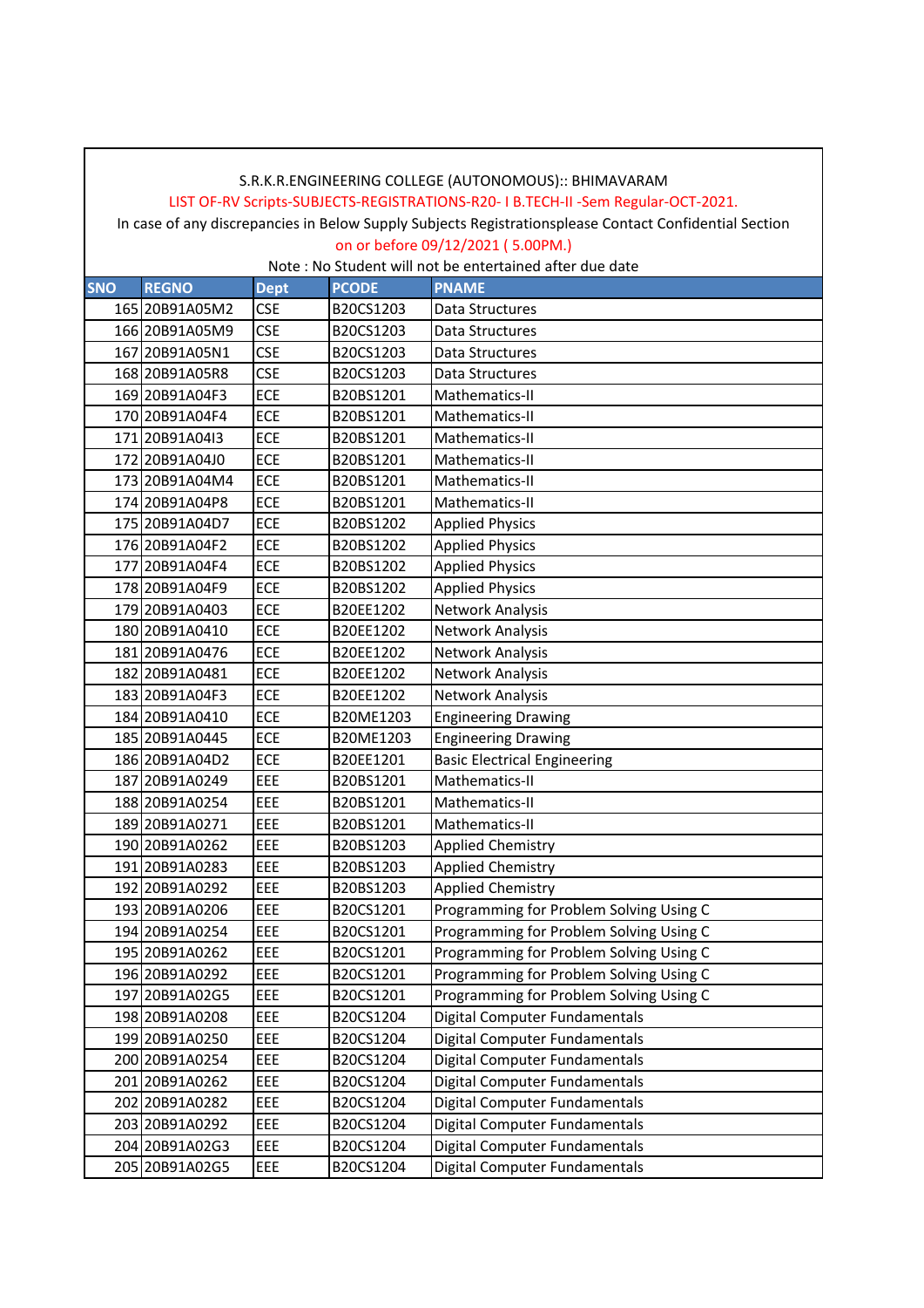S.R.K.R.ENGINEERING COLLEGE (AUTONOMOUS):: BHIMAVARAM

LIST OF-RV Scripts-SUBJECTS-REGISTRATIONS-R20- I B.TECH-II -Sem Regular-OCT-2021.

In case of any discrepancies in Below Supply Subjects Registrationsplease Contact Confidential Section on or before 09/12/2021 ( 5.00PM.)

Note : No Student will not be entertained after due date

| SNO | REGNO | Dept | PCODE | PNAME |
|---|---|---|---|---|
| 165 | 20B91A05M2 | CSE | B20CS1203 | Data Structures |
| 166 | 20B91A05M9 | CSE | B20CS1203 | Data Structures |
| 167 | 20B91A05N1 | CSE | B20CS1203 | Data Structures |
| 168 | 20B91A05R8 | CSE | B20CS1203 | Data Structures |
| 169 | 20B91A04F3 | ECE | B20BS1201 | Mathematics-II |
| 170 | 20B91A04F4 | ECE | B20BS1201 | Mathematics-II |
| 171 | 20B91A04I3 | ECE | B20BS1201 | Mathematics-II |
| 172 | 20B91A04J0 | ECE | B20BS1201 | Mathematics-II |
| 173 | 20B91A04M4 | ECE | B20BS1201 | Mathematics-II |
| 174 | 20B91A04P8 | ECE | B20BS1201 | Mathematics-II |
| 175 | 20B91A04D7 | ECE | B20BS1202 | Applied Physics |
| 176 | 20B91A04F2 | ECE | B20BS1202 | Applied Physics |
| 177 | 20B91A04F4 | ECE | B20BS1202 | Applied Physics |
| 178 | 20B91A04F9 | ECE | B20BS1202 | Applied Physics |
| 179 | 20B91A0403 | ECE | B20EE1202 | Network Analysis |
| 180 | 20B91A0410 | ECE | B20EE1202 | Network Analysis |
| 181 | 20B91A0476 | ECE | B20EE1202 | Network Analysis |
| 182 | 20B91A0481 | ECE | B20EE1202 | Network Analysis |
| 183 | 20B91A04F3 | ECE | B20EE1202 | Network Analysis |
| 184 | 20B91A0410 | ECE | B20ME1203 | Engineering Drawing |
| 185 | 20B91A0445 | ECE | B20ME1203 | Engineering Drawing |
| 186 | 20B91A04D2 | ECE | B20EE1201 | Basic Electrical Engineering |
| 187 | 20B91A0249 | EEE | B20BS1201 | Mathematics-II |
| 188 | 20B91A0254 | EEE | B20BS1201 | Mathematics-II |
| 189 | 20B91A0271 | EEE | B20BS1201 | Mathematics-II |
| 190 | 20B91A0262 | EEE | B20BS1203 | Applied Chemistry |
| 191 | 20B91A0283 | EEE | B20BS1203 | Applied Chemistry |
| 192 | 20B91A0292 | EEE | B20BS1203 | Applied Chemistry |
| 193 | 20B91A0206 | EEE | B20CS1201 | Programming for Problem Solving Using C |
| 194 | 20B91A0254 | EEE | B20CS1201 | Programming for Problem Solving Using C |
| 195 | 20B91A0262 | EEE | B20CS1201 | Programming for Problem Solving Using C |
| 196 | 20B91A0292 | EEE | B20CS1201 | Programming for Problem Solving Using C |
| 197 | 20B91A02G5 | EEE | B20CS1201 | Programming for Problem Solving Using C |
| 198 | 20B91A0208 | EEE | B20CS1204 | Digital Computer Fundamentals |
| 199 | 20B91A0250 | EEE | B20CS1204 | Digital Computer Fundamentals |
| 200 | 20B91A0254 | EEE | B20CS1204 | Digital Computer Fundamentals |
| 201 | 20B91A0262 | EEE | B20CS1204 | Digital Computer Fundamentals |
| 202 | 20B91A0282 | EEE | B20CS1204 | Digital Computer Fundamentals |
| 203 | 20B91A0292 | EEE | B20CS1204 | Digital Computer Fundamentals |
| 204 | 20B91A02G3 | EEE | B20CS1204 | Digital Computer Fundamentals |
| 205 | 20B91A02G5 | EEE | B20CS1204 | Digital Computer Fundamentals |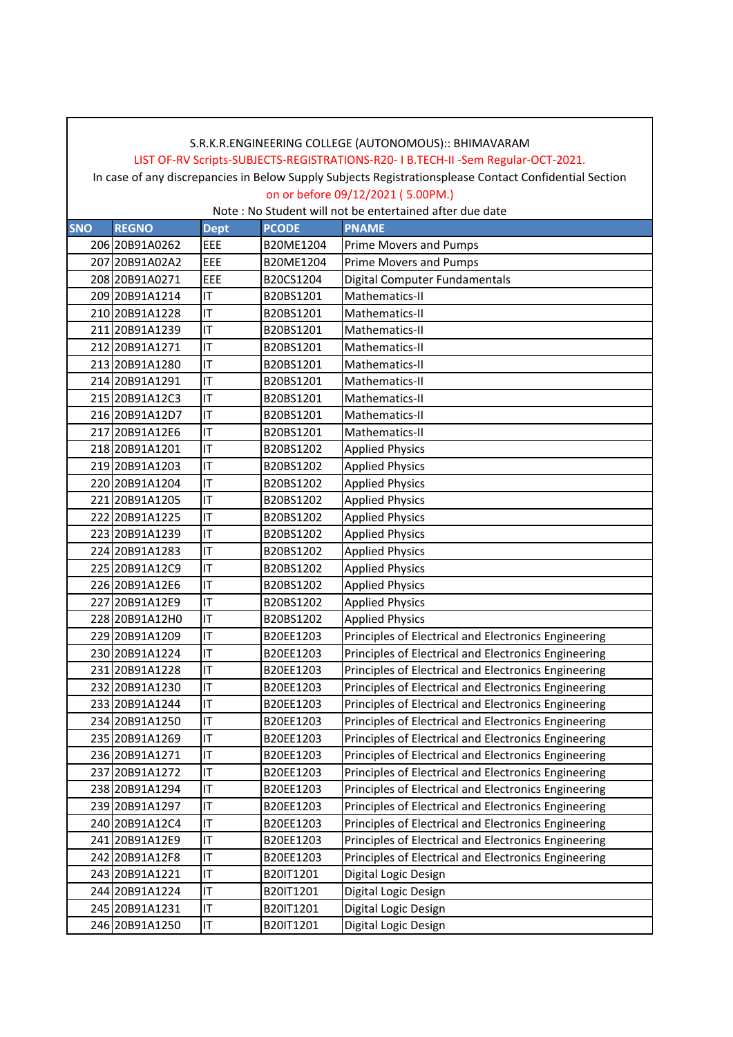S.R.K.R.ENGINEERING COLLEGE (AUTONOMOUS):: BHIMAVARAM

LIST OF-RV Scripts-SUBJECTS-REGISTRATIONS-R20- I B.TECH-II -Sem Regular-OCT-2021.

In case of any discrepancies in Below Supply Subjects Registrationsplease Contact Confidential Section

on or before 09/12/2021 ( 5.00PM.)

Note : No Student will not be entertained after due date

| SNO | REGNO | Dept | PCODE | PNAME |
|---|---|---|---|---|
| 206 | 20B91A0262 | EEE | B20ME1204 | Prime Movers and Pumps |
| 207 | 20B91A02A2 | EEE | B20ME1204 | Prime Movers and Pumps |
| 208 | 20B91A0271 | EEE | B20CS1204 | Digital Computer Fundamentals |
| 209 | 20B91A1214 | IT | B20BS1201 | Mathematics-II |
| 210 | 20B91A1228 | IT | B20BS1201 | Mathematics-II |
| 211 | 20B91A1239 | IT | B20BS1201 | Mathematics-II |
| 212 | 20B91A1271 | IT | B20BS1201 | Mathematics-II |
| 213 | 20B91A1280 | IT | B20BS1201 | Mathematics-II |
| 214 | 20B91A1291 | IT | B20BS1201 | Mathematics-II |
| 215 | 20B91A12C3 | IT | B20BS1201 | Mathematics-II |
| 216 | 20B91A12D7 | IT | B20BS1201 | Mathematics-II |
| 217 | 20B91A12E6 | IT | B20BS1201 | Mathematics-II |
| 218 | 20B91A1201 | IT | B20BS1202 | Applied Physics |
| 219 | 20B91A1203 | IT | B20BS1202 | Applied Physics |
| 220 | 20B91A1204 | IT | B20BS1202 | Applied Physics |
| 221 | 20B91A1205 | IT | B20BS1202 | Applied Physics |
| 222 | 20B91A1225 | IT | B20BS1202 | Applied Physics |
| 223 | 20B91A1239 | IT | B20BS1202 | Applied Physics |
| 224 | 20B91A1283 | IT | B20BS1202 | Applied Physics |
| 225 | 20B91A12C9 | IT | B20BS1202 | Applied Physics |
| 226 | 20B91A12E6 | IT | B20BS1202 | Applied Physics |
| 227 | 20B91A12E9 | IT | B20BS1202 | Applied Physics |
| 228 | 20B91A12H0 | IT | B20BS1202 | Applied Physics |
| 229 | 20B91A1209 | IT | B20EE1203 | Principles of Electrical and Electronics Engineering |
| 230 | 20B91A1224 | IT | B20EE1203 | Principles of Electrical and Electronics Engineering |
| 231 | 20B91A1228 | IT | B20EE1203 | Principles of Electrical and Electronics Engineering |
| 232 | 20B91A1230 | IT | B20EE1203 | Principles of Electrical and Electronics Engineering |
| 233 | 20B91A1244 | IT | B20EE1203 | Principles of Electrical and Electronics Engineering |
| 234 | 20B91A1250 | IT | B20EE1203 | Principles of Electrical and Electronics Engineering |
| 235 | 20B91A1269 | IT | B20EE1203 | Principles of Electrical and Electronics Engineering |
| 236 | 20B91A1271 | IT | B20EE1203 | Principles of Electrical and Electronics Engineering |
| 237 | 20B91A1272 | IT | B20EE1203 | Principles of Electrical and Electronics Engineering |
| 238 | 20B91A1294 | IT | B20EE1203 | Principles of Electrical and Electronics Engineering |
| 239 | 20B91A1297 | IT | B20EE1203 | Principles of Electrical and Electronics Engineering |
| 240 | 20B91A12C4 | IT | B20EE1203 | Principles of Electrical and Electronics Engineering |
| 241 | 20B91A12E9 | IT | B20EE1203 | Principles of Electrical and Electronics Engineering |
| 242 | 20B91A12F8 | IT | B20EE1203 | Principles of Electrical and Electronics Engineering |
| 243 | 20B91A1221 | IT | B20IT1201 | Digital Logic Design |
| 244 | 20B91A1224 | IT | B20IT1201 | Digital Logic Design |
| 245 | 20B91A1231 | IT | B20IT1201 | Digital Logic Design |
| 246 | 20B91A1250 | IT | B20IT1201 | Digital Logic Design |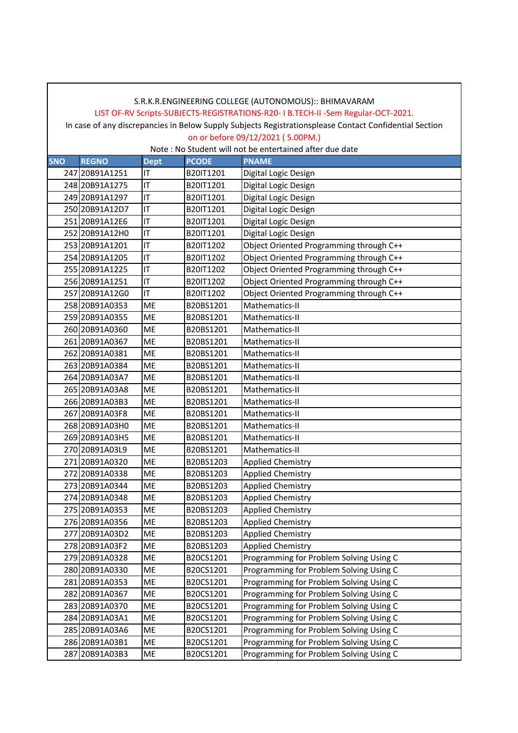S.R.K.R.ENGINEERING COLLEGE (AUTONOMOUS):: BHIMAVARAM

LIST OF-RV Scripts-SUBJECTS-REGISTRATIONS-R20- I B.TECH-II -Sem Regular-OCT-2021.

In case of any discrepancies in Below Supply Subjects Registrationsplease Contact Confidential Section

on or before 09/12/2021 ( 5.00PM.)

Note : No Student will not be entertained after due date

| SNO | REGNO | Dept | PCODE | PNAME |
|---|---|---|---|---|
| 247 | 20B91A1251 | IT | B20IT1201 | Digital Logic Design |
| 248 | 20B91A1275 | IT | B20IT1201 | Digital Logic Design |
| 249 | 20B91A1297 | IT | B20IT1201 | Digital Logic Design |
| 250 | 20B91A12D7 | IT | B20IT1201 | Digital Logic Design |
| 251 | 20B91A12E6 | IT | B20IT1201 | Digital Logic Design |
| 252 | 20B91A12H0 | IT | B20IT1201 | Digital Logic Design |
| 253 | 20B91A1201 | IT | B20IT1202 | Object Oriented Programming through C++ |
| 254 | 20B91A1205 | IT | B20IT1202 | Object Oriented Programming through C++ |
| 255 | 20B91A1225 | IT | B20IT1202 | Object Oriented Programming through C++ |
| 256 | 20B91A1251 | IT | B20IT1202 | Object Oriented Programming through C++ |
| 257 | 20B91A12G0 | IT | B20IT1202 | Object Oriented Programming through C++ |
| 258 | 20B91A0353 | ME | B20BS1201 | Mathematics-II |
| 259 | 20B91A0355 | ME | B20BS1201 | Mathematics-II |
| 260 | 20B91A0360 | ME | B20BS1201 | Mathematics-II |
| 261 | 20B91A0367 | ME | B20BS1201 | Mathematics-II |
| 262 | 20B91A0381 | ME | B20BS1201 | Mathematics-II |
| 263 | 20B91A0384 | ME | B20BS1201 | Mathematics-II |
| 264 | 20B91A03A7 | ME | B20BS1201 | Mathematics-II |
| 265 | 20B91A03A8 | ME | B20BS1201 | Mathematics-II |
| 266 | 20B91A03B3 | ME | B20BS1201 | Mathematics-II |
| 267 | 20B91A03F8 | ME | B20BS1201 | Mathematics-II |
| 268 | 20B91A03H0 | ME | B20BS1201 | Mathematics-II |
| 269 | 20B91A03H5 | ME | B20BS1201 | Mathematics-II |
| 270 | 20B91A03L9 | ME | B20BS1201 | Mathematics-II |
| 271 | 20B91A0320 | ME | B20BS1203 | Applied Chemistry |
| 272 | 20B91A0338 | ME | B20BS1203 | Applied Chemistry |
| 273 | 20B91A0344 | ME | B20BS1203 | Applied Chemistry |
| 274 | 20B91A0348 | ME | B20BS1203 | Applied Chemistry |
| 275 | 20B91A0353 | ME | B20BS1203 | Applied Chemistry |
| 276 | 20B91A0356 | ME | B20BS1203 | Applied Chemistry |
| 277 | 20B91A03D2 | ME | B20BS1203 | Applied Chemistry |
| 278 | 20B91A03F2 | ME | B20BS1203 | Applied Chemistry |
| 279 | 20B91A0328 | ME | B20CS1201 | Programming for Problem Solving Using C |
| 280 | 20B91A0330 | ME | B20CS1201 | Programming for Problem Solving Using C |
| 281 | 20B91A0353 | ME | B20CS1201 | Programming for Problem Solving Using C |
| 282 | 20B91A0367 | ME | B20CS1201 | Programming for Problem Solving Using C |
| 283 | 20B91A0370 | ME | B20CS1201 | Programming for Problem Solving Using C |
| 284 | 20B91A03A1 | ME | B20CS1201 | Programming for Problem Solving Using C |
| 285 | 20B91A03A6 | ME | B20CS1201 | Programming for Problem Solving Using C |
| 286 | 20B91A03B1 | ME | B20CS1201 | Programming for Problem Solving Using C |
| 287 | 20B91A03B3 | ME | B20CS1201 | Programming for Problem Solving Using C |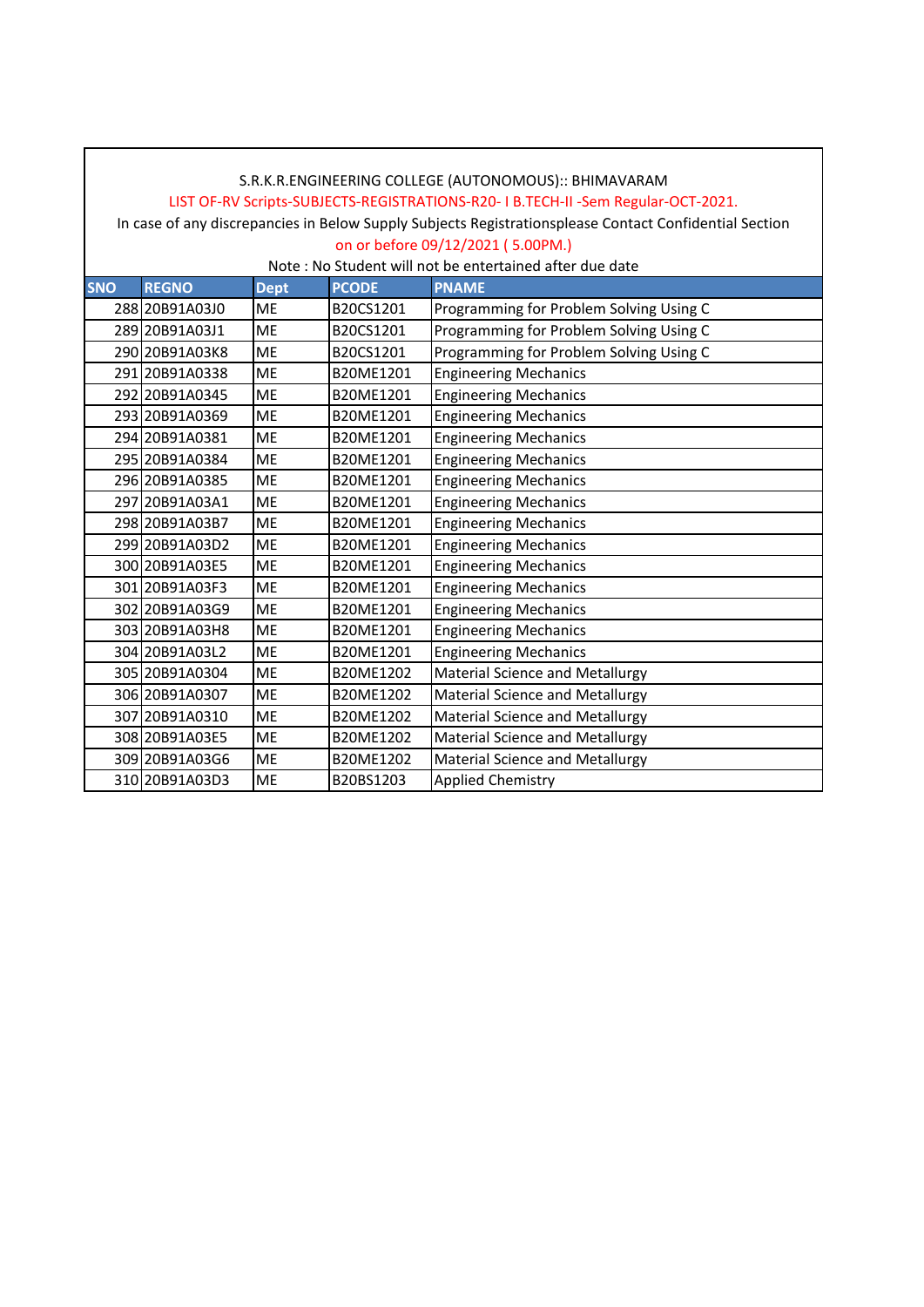S.R.K.R.ENGINEERING COLLEGE (AUTONOMOUS):: BHIMAVARAM

LIST OF-RV Scripts-SUBJECTS-REGISTRATIONS-R20- I B.TECH-II -Sem Regular-OCT-2021.

In case of any discrepancies in Below Supply Subjects Registrationsplease Contact Confidential Section

on or before 09/12/2021 ( 5.00PM.)

Note : No Student will not be entertained after due date

| SNO | REGNO | Dept | PCODE | PNAME |
|---|---|---|---|---|
| 288 | 20B91A03J0 | ME | B20CS1201 | Programming for Problem Solving Using C |
| 289 | 20B91A03J1 | ME | B20CS1201 | Programming for Problem Solving Using C |
| 290 | 20B91A03K8 | ME | B20CS1201 | Programming for Problem Solving Using C |
| 291 | 20B91A0338 | ME | B20ME1201 | Engineering Mechanics |
| 292 | 20B91A0345 | ME | B20ME1201 | Engineering Mechanics |
| 293 | 20B91A0369 | ME | B20ME1201 | Engineering Mechanics |
| 294 | 20B91A0381 | ME | B20ME1201 | Engineering Mechanics |
| 295 | 20B91A0384 | ME | B20ME1201 | Engineering Mechanics |
| 296 | 20B91A0385 | ME | B20ME1201 | Engineering Mechanics |
| 297 | 20B91A03A1 | ME | B20ME1201 | Engineering Mechanics |
| 298 | 20B91A03B7 | ME | B20ME1201 | Engineering Mechanics |
| 299 | 20B91A03D2 | ME | B20ME1201 | Engineering Mechanics |
| 300 | 20B91A03E5 | ME | B20ME1201 | Engineering Mechanics |
| 301 | 20B91A03F3 | ME | B20ME1201 | Engineering Mechanics |
| 302 | 20B91A03G9 | ME | B20ME1201 | Engineering Mechanics |
| 303 | 20B91A03H8 | ME | B20ME1201 | Engineering Mechanics |
| 304 | 20B91A03L2 | ME | B20ME1201 | Engineering Mechanics |
| 305 | 20B91A0304 | ME | B20ME1202 | Material Science and Metallurgy |
| 306 | 20B91A0307 | ME | B20ME1202 | Material Science and Metallurgy |
| 307 | 20B91A0310 | ME | B20ME1202 | Material Science and Metallurgy |
| 308 | 20B91A03E5 | ME | B20ME1202 | Material Science and Metallurgy |
| 309 | 20B91A03G6 | ME | B20ME1202 | Material Science and Metallurgy |
| 310 | 20B91A03D3 | ME | B20BS1203 | Applied Chemistry |